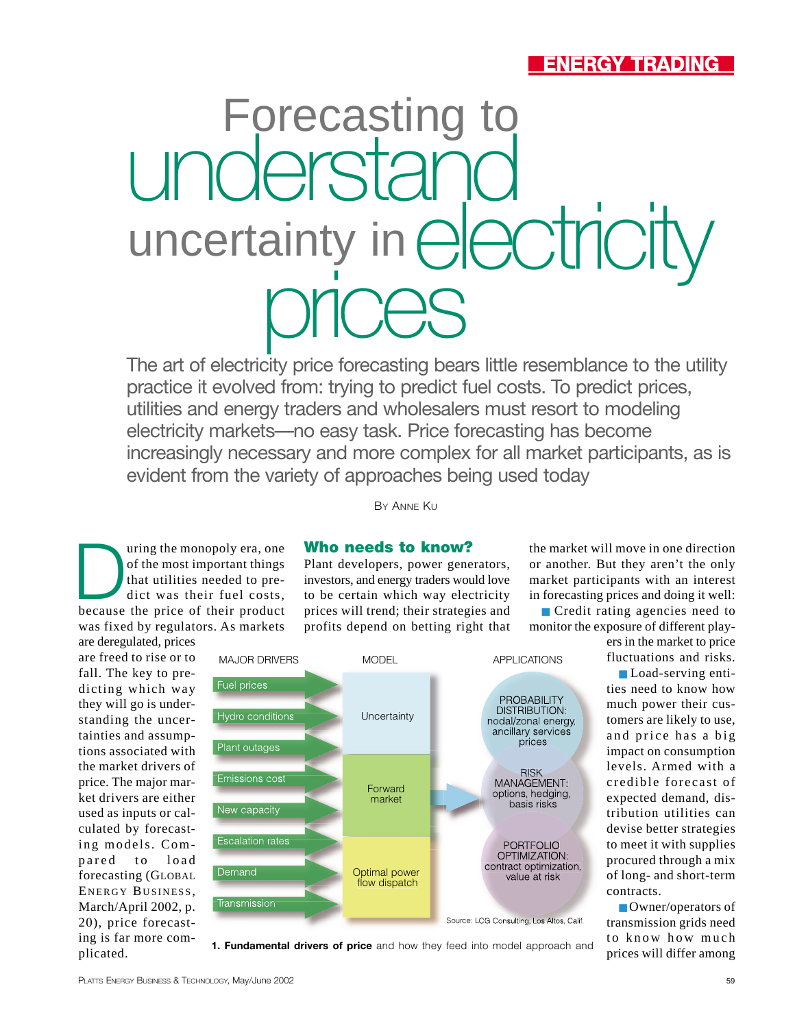ENERGY TRADING

# Forecasting to understand uncertainty in electricity prices

The art of electricity price forecasting bears little resemblance to the utility practice it evolved from: trying to predict fuel costs. To predict prices, utilities and energy traders and wholesalers must resort to modeling electricity markets—no easy task. Price forecasting has become increasingly necessary and more complex for all market participants, as is evident from the variety of approaches being used today

By Anne Ku

During the monopoly era, one of the most important things that utilities needed to predict was their fuel costs, because the price of their product was fixed by regulators. As markets are deregulated, prices are freed to rise or to fall. The key to predicting which way they will go is understanding the uncertainties and assumptions associated with the market drivers of price. The major market drivers are either used as inputs or calculated by forecasting models. Compared to load forecasting (Global Energy Business, March/April 2002, p. 20), price forecasting is far more complicated.

## Who needs to know?

Plant developers, power generators, investors, and energy traders would love to be certain which way electricity prices will trend; their strategies and profits depend on betting right that the market will move in one direction or another. But they aren't the only market participants with an interest in forecasting prices and doing it well:

- Credit rating agencies need to monitor the exposure of different players in the market to price fluctuations and risks.
- Load-serving entities need to know how much power their customers are likely to use, and price has a big impact on consumption levels. Armed with a credible forecast of expected demand, distribution utilities can devise better strategies to meet it with supplies procured through a mix of long- and short-term contracts.
- Owner/operators of transmission grids need to know how much prices will differ among

| MAJOR DRIVERS | MODEL | APPLICATIONS |
|---|---|---|
| Fuel prices | Uncertainty | PROBABILITY DISTRIBUTION: nodal/zonal energy, ancillary services prices |
| Hydro conditions | | |
| Plant outages | | |
| Emissions cost | Forward market | RISK MANAGEMENT: options, hedging, basis risks |
| New capacity | | |
| Escalation rates | | PORTFOLIO OPTIMIZATION: contract optimization, value at risk |
| Demand | Optimal power flow dispatch | |
| Transmission | | |

Source: LCG Consulting, Los Altos, Calif.

**1. Fundamental drivers of price** and how they feed into model approach and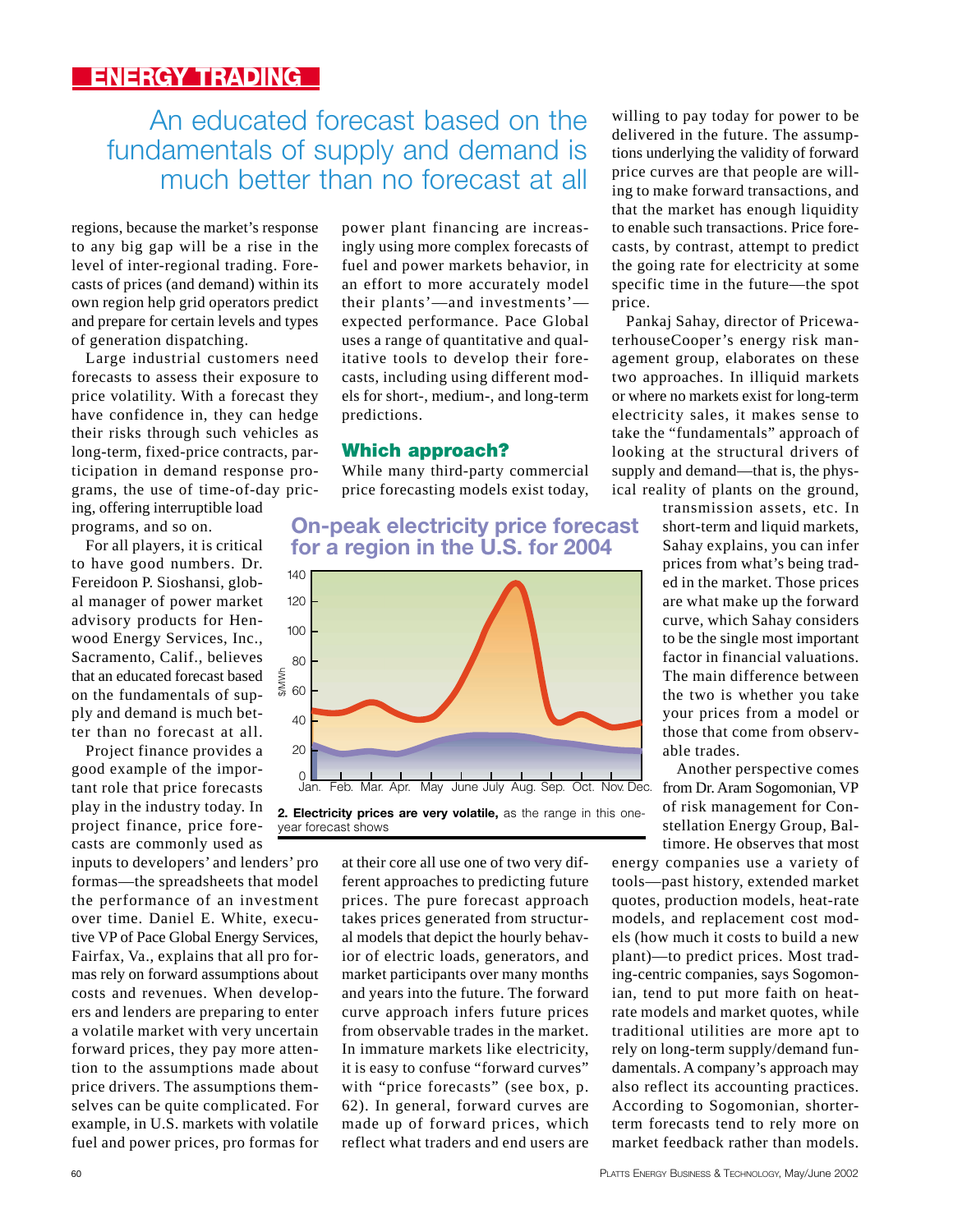# ENERGY TRADING

## An educated forecast based on the fundamentals of supply and demand is much better than no forecast at all

regions, because the market's response to any big gap will be a rise in the level of inter-regional trading. Forecasts of prices (and demand) within its own region help grid operators predict and prepare for certain levels and types of generation dispatching.

Large industrial customers need forecasts to assess their exposure to price volatility. With a forecast they have confidence in, they can hedge their risks through such vehicles as long-term, fixed-price contracts, participation in demand response programs, the use of time-of-day pricing, offering interruptible load programs, and so on.

For all players, it is critical to have good numbers. Dr. Fereidoon P. Sioshansi, global manager of power market advisory products for Henwood Energy Services, Inc., Sacramento, Calif., believes that an educated forecast based on the fundamentals of supply and demand is much better than no forecast at all.

Project finance provides a good example of the important role that price forecasts play in the industry today. In project finance, price forecasts are commonly used as inputs to developers' and lenders' pro formas—the spreadsheets that model the performance of an investment over time. Daniel E. White, executive VP of Pace Global Energy Services, Fairfax, Va., explains that all pro formas rely on forward assumptions about costs and revenues. When developers and lenders are preparing to enter a volatile market with very uncertain forward prices, they pay more attention to the assumptions made about price drivers. The assumptions themselves can be quite complicated. For example, in U.S. markets with volatile fuel and power prices, pro formas for power plant financing are increasingly using more complex forecasts of fuel and power markets behavior, in an effort to more accurately model their plants'—and investments'—expected performance. Pace Global uses a range of quantitative and qualitative tools to develop their forecasts, including using different models for short-, medium-, and long-term predictions.

### Which approach?

While many third-party commercial price forecasting models exist today, at their core all use one of two very different approaches to predicting future prices. The pure forecast approach takes prices generated from structural models that depict the hourly behavior of electric loads, generators, and market participants over many months and years into the future. The forward curve approach infers future prices from observable trades in the market. In immature markets like electricity, it is easy to confuse "forward curves" with "price forecasts" (see box, p. 62). In general, forward curves are made up of forward prices, which reflect what traders and end users are willing to pay today for power to be delivered in the future. The assumptions underlying the validity of forward price curves are that people are willing to make forward transactions, and that the market has enough liquidity to enable such transactions. Price forecasts, by contrast, attempt to predict the going rate for electricity at some specific time in the future—the spot price.

**On-peak electricity price forecast for a region in the U.S. for 2004**

**2. Electricity prices are very volatile,** as the range in this one-year forecast shows

Pankaj Sahay, director of PricewaterhouseCooper's energy risk management group, elaborates on these two approaches. In illiquid markets or where no markets exist for long-term electricity sales, it makes sense to take the "fundamentals" approach of looking at the structural drivers of supply and demand—that is, the physical reality of plants on the ground, transmission assets, etc. In short-term and liquid markets, Sahay explains, you can infer prices from what's being traded in the market. Those prices are what make up the forward curve, which Sahay considers to be the single most important factor in financial valuations. The main difference between the two is whether you take your prices from a model or those that come from observable trades.

Another perspective comes from Dr. Aram Sogomonian, VP of risk management for Constellation Energy Group, Baltimore. He observes that most energy companies use a variety of tools—past history, extended market quotes, production models, heat-rate models, and replacement cost models (how much it costs to build a new plant)—to predict prices. Most trading-centric companies, says Sogomonian, tend to put more faith on heat-rate models and market quotes, while traditional utilities are more apt to rely on long-term supply/demand fundamentals. A company's approach may also reflect its accounting practices. According to Sogomonian, shorter-term forecasts tend to rely more on market feedback rather than models.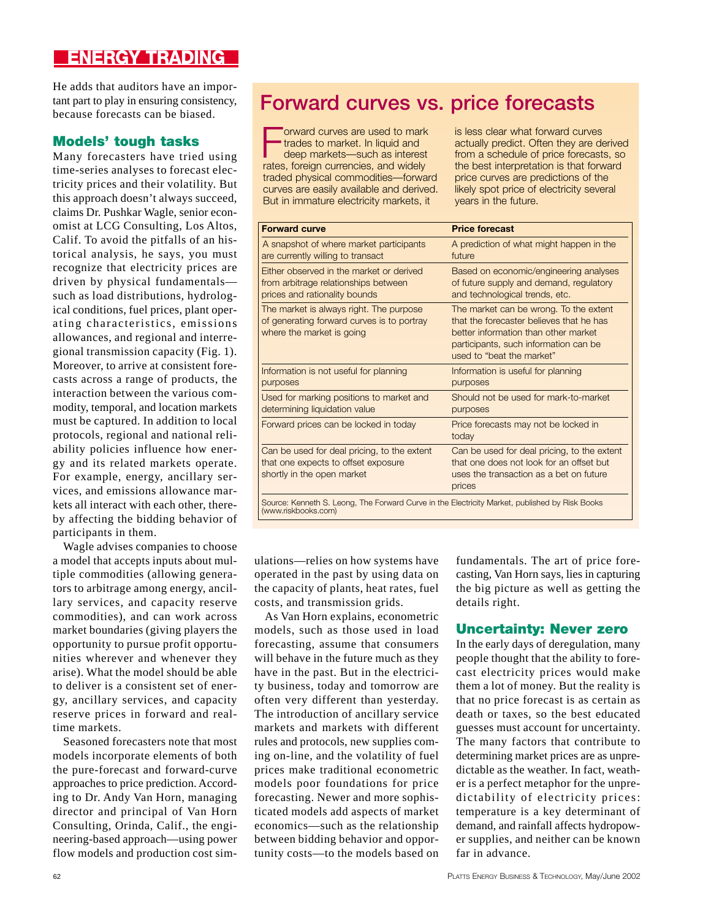He adds that auditors have an important part to play in ensuring consistency, because forecasts can be biased.

### Models' tough tasks

Many forecasters have tried using time-series analyses to forecast electricity prices and their volatility. But this approach doesn't always succeed, claims Dr. Pushkar Wagle, senior economist at LCG Consulting, Los Altos, Calif. To avoid the pitfalls of an historical analysis, he says, you must recognize that electricity prices are driven by physical fundamentals—such as load distributions, hydrological conditions, fuel prices, plant operating characteristics, emissions allowances, and regional and interregional transmission capacity (Fig. 1). Moreover, to arrive at consistent forecasts across a range of products, the interaction between the various commodity, temporal, and location markets must be captured. In addition to local protocols, regional and national reliability policies influence how energy and its related markets operate. For example, energy, ancillary services, and emissions allowance markets all interact with each other, thereby affecting the bidding behavior of participants in them.

Wagle advises companies to choose a model that accepts inputs about multiple commodities (allowing generators to arbitrage among energy, ancillary services, and capacity reserve commodities), and can work across market boundaries (giving players the opportunity to pursue profit opportunities wherever and whenever they arise). What the model should be able to deliver is a consistent set of energy, ancillary services, and capacity reserve prices in forward and real-time markets.

Seasoned forecasters note that most models incorporate elements of both the pure-forecast and forward-curve approaches to price prediction. According to Dr. Andy Van Horn, managing director and principal of Van Horn Consulting, Orinda, Calif., the engineering-based approach—using power flow models and production cost simulations—relies on how systems have operated in the past by using data on the capacity of plants, heat rates, fuel costs, and transmission grids.

As Van Horn explains, econometric models, such as those used in load forecasting, assume that consumers will behave in the future much as they have in the past. But in the electricity business, today and tomorrow are often very different than yesterday. The introduction of ancillary service markets and markets with different rules and protocols, new supplies coming on-line, and the volatility of fuel prices make traditional econometric models poor foundations for price forecasting. Newer and more sophisticated models add aspects of market economics—such as the relationship between bidding behavior and opportunity costs—to the models based on fundamentals. The art of price forecasting, Van Horn says, lies in capturing the big picture as well as getting the details right.

### Uncertainty: Never zero

In the early days of deregulation, many people thought that the ability to forecast electricity prices would make them a lot of money. But the reality is that no price forecast is as certain as death or taxes, so the best educated guesses must account for uncertainty. The many factors that contribute to determining market prices are as unpredictable as the weather. In fact, weather is a perfect metaphor for the unpredictability of electricity prices: temperature is a key determinant of demand, and rainfall affects hydropower supplies, and neither can be known far in advance.

## Forward curves vs. price forecasts

Forward curves are used to mark trades to market. In liquid and deep markets—such as interest rates, foreign currencies, and widely traded physical commodities—forward curves are easily available and derived. But in immature electricity markets, it is less clear what forward curves actually predict. Often they are derived from a schedule of price forecasts, so the best interpretation is that forward price curves are predictions of the likely spot price of electricity several years in the future.

| Forward curve | Price forecast |
|---|---|
| A snapshot of where market participants are currently willing to transact | A prediction of what might happen in the future |
| Either observed in the market or derived from arbitrage relationships between prices and rationality bounds | Based on economic/engineering analyses of future supply and demand, regulatory and technological trends, etc. |
| The market is always right. The purpose of generating forward curves is to portray where the market is going | The market can be wrong. To the extent that the forecaster believes that he has better information than other market participants, such information can be used to "beat the market" |
| Information is not useful for planning purposes | Information is useful for planning purposes |
| Used for marking positions to market and determining liquidation value | Should not be used for mark-to-market purposes |
| Forward prices can be locked in today | Price forecasts may not be locked in today |
| Can be used for deal pricing, to the extent that one expects to offset exposure shortly in the open market | Can be used for deal pricing, to the extent that one does not look for an offset but uses the transaction as a bet on future prices |

Source: Kenneth S. Leong, The Forward Curve in the Electricity Market, published by Risk Books (www.riskbooks.com)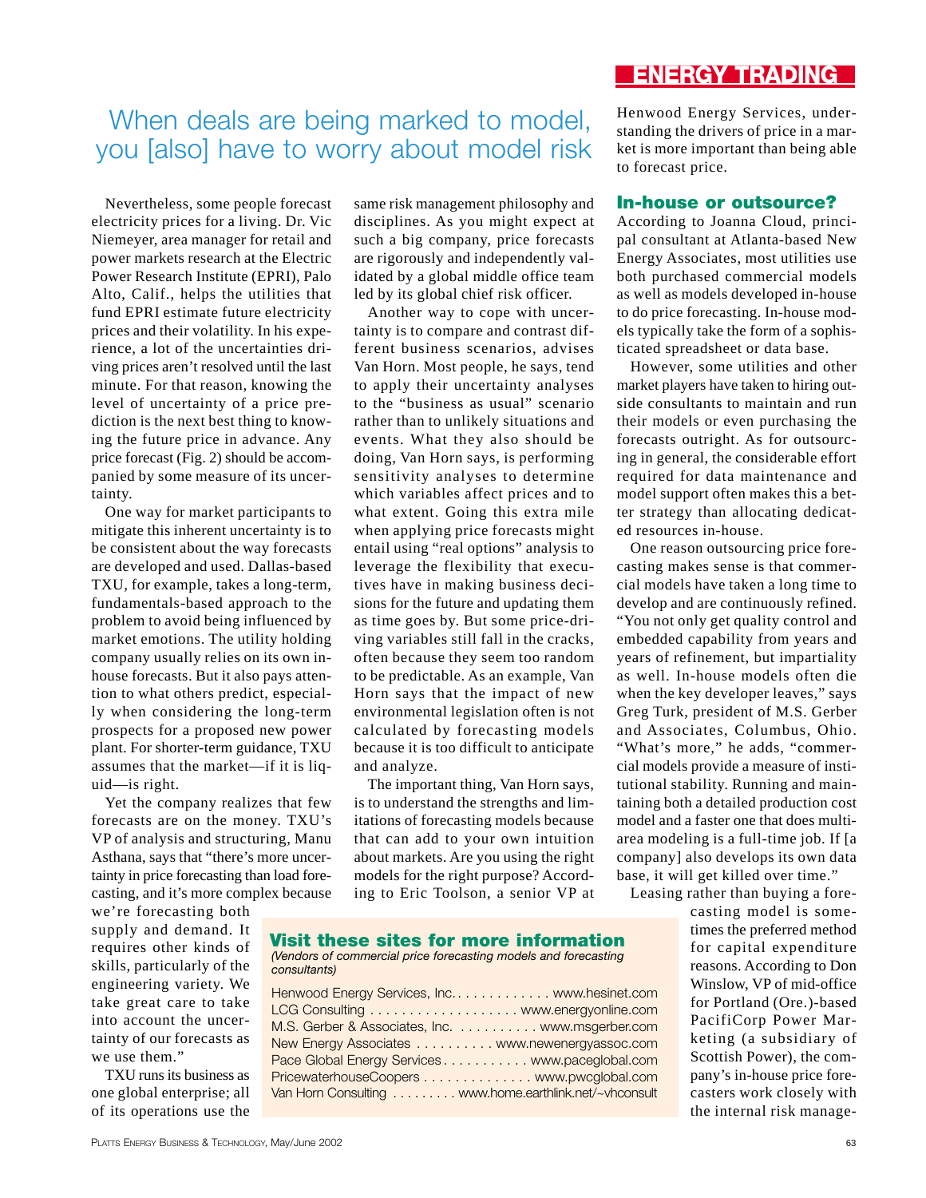## When deals are being marked to model, you [also] have to worry about model risk

Nevertheless, some people forecast electricity prices for a living. Dr. Vic Niemeyer, area manager for retail and power markets research at the Electric Power Research Institute (EPRI), Palo Alto, Calif., helps the utilities that fund EPRI estimate future electricity prices and their volatility. In his experience, a lot of the uncertainties driving prices aren't resolved until the last minute. For that reason, knowing the level of uncertainty of a price prediction is the next best thing to knowing the future price in advance. Any price forecast (Fig. 2) should be accompanied by some measure of its uncertainty.

One way for market participants to mitigate this inherent uncertainty is to be consistent about the way forecasts are developed and used. Dallas-based TXU, for example, takes a long-term, fundamentals-based approach to the problem to avoid being influenced by market emotions. The utility holding company usually relies on its own in-house forecasts. But it also pays attention to what others predict, especially when considering the long-term prospects for a proposed new power plant. For shorter-term guidance, TXU assumes that the market—if it is liquid—is right.

Yet the company realizes that few forecasts are on the money. TXU's VP of analysis and structuring, Manu Asthana, says that "there's more uncertainty in price forecasting than load forecasting, and it's more complex because we're forecasting both supply and demand. It requires other kinds of skills, particularly of the engineering variety. We take great care to take into account the uncertainty of our forecasts as we use them."

TXU runs its business as one global enterprise; all of its operations use the same risk management philosophy and disciplines. As you might expect at such a big company, price forecasts are rigorously and independently validated by a global middle office team led by its global chief risk officer.

Another way to cope with uncertainty is to compare and contrast different business scenarios, advises Van Horn. Most people, he says, tend to apply their uncertainty analyses to the "business as usual" scenario rather than to unlikely situations and events. What they also should be doing, Van Horn says, is performing sensitivity analyses to determine which variables affect prices and to what extent. Going this extra mile when applying price forecasts might entail using "real options" analysis to leverage the flexibility that executives have in making business decisions for the future and updating them as time goes by. But some price-driving variables still fall in the cracks, often because they seem too random to be predictable. As an example, Van Horn says that the impact of new environmental legislation often is not calculated by forecasting models because it is too difficult to anticipate and analyze.

The important thing, Van Horn says, is to understand the strengths and limitations of forecasting models because that can add to your own intuition about markets. Are you using the right models for the right purpose? According to Eric Toolson, a senior VP at Henwood Energy Services, understanding the drivers of price in a market is more important than being able to forecast price.

### In-house or outsource?

According to Joanna Cloud, principal consultant at Atlanta-based New Energy Associates, most utilities use both purchased commercial models as well as models developed in-house to do price forecasting. In-house models typically take the form of a sophisticated spreadsheet or data base.

However, some utilities and other market players have taken to hiring outside consultants to maintain and run their models or even purchasing the forecasts outright. As for outsourcing in general, the considerable effort required for data maintenance and model support often makes this a better strategy than allocating dedicated resources in-house.

One reason outsourcing price forecasting makes sense is that commercial models have taken a long time to develop and are continuously refined. "You not only get quality control and embedded capability from years and years of refinement, but impartiality as well. In-house models often die when the key developer leaves," says Greg Turk, president of M.S. Gerber and Associates, Columbus, Ohio. "What's more," he adds, "commercial models provide a measure of institutional stability. Running and maintaining both a detailed production cost model and a faster one that does multi-area modeling is a full-time job. If [a company] also develops its own data base, it will get killed over time."

Leasing rather than buying a forecasting model is sometimes the preferred method for capital expenditure reasons. According to Don Winslow, VP of mid-office for Portland (Ore.)-based PacifiCorp Power Marketing (a subsidiary of Scottish Power), the company's in-house price forecasters work closely with the internal risk manage-

### Visit these sites for more information

*(Vendors of commercial price forecasting models and forecasting consultants)*

| Vendor | Website |
|---|---|
| Henwood Energy Services, Inc. | www.hesinet.com |
| LCG Consulting | www.energyonline.com |
| M.S. Gerber & Associates, Inc. | www.msgerber.com |
| New Energy Associates | www.newenergyassoc.com |
| Pace Global Energy Services | www.paceglobal.com |
| PricewaterhouseCoopers | www.pwcglobal.com |
| Van Horn Consulting | www.home.earthlink.net/~vhconsult |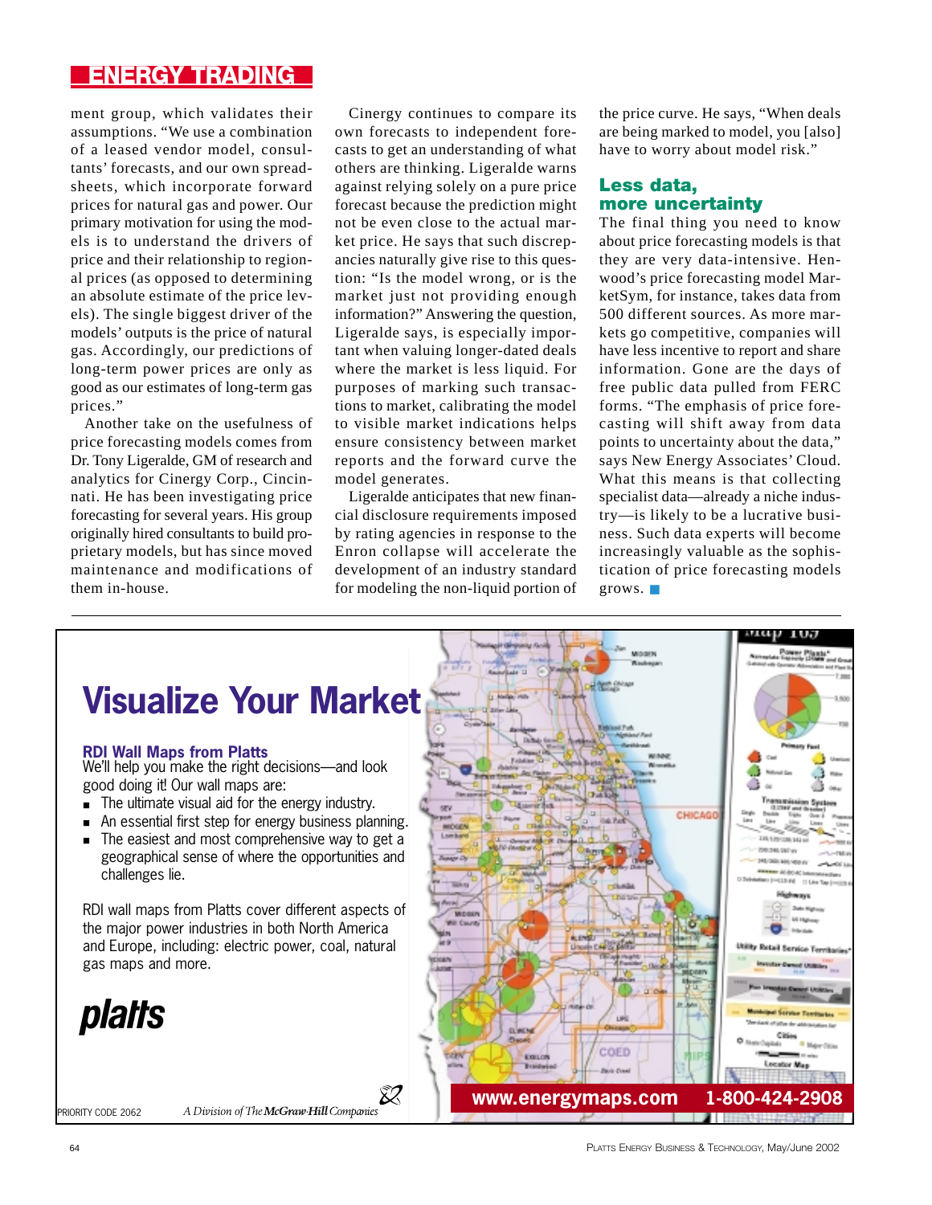ment group, which validates their assumptions. "We use a combination of a leased vendor model, consultants' forecasts, and our own spreadsheets, which incorporate forward prices for natural gas and power. Our primary motivation for using the models is to understand the drivers of price and their relationship to regional prices (as opposed to determining an absolute estimate of the price levels). The single biggest driver of the models' outputs is the price of natural gas. Accordingly, our predictions of long-term power prices are only as good as our estimates of long-term gas prices."

Another take on the usefulness of price forecasting models comes from Dr. Tony Ligeralde, GM of research and analytics for Cinergy Corp., Cincinnati. He has been investigating price forecasting for several years. His group originally hired consultants to build proprietary models, but has since moved maintenance and modifications of them in-house.

Cinergy continues to compare its own forecasts to independent forecasts to get an understanding of what others are thinking. Ligeralde warns against relying solely on a pure price forecast because the prediction might not be even close to the actual market price. He says that such discrepancies naturally give rise to this question: "Is the model wrong, or is the market just not providing enough information?" Answering the question, Ligeralde says, is especially important when valuing longer-dated deals where the market is less liquid. For purposes of marking such transactions to market, calibrating the model to visible market indications helps ensure consistency between market reports and the forward curve the model generates.

Ligeralde anticipates that new financial disclosure requirements imposed by rating agencies in response to the Enron collapse will accelerate the development of an industry standard for modeling the non-liquid portion of the price curve. He says, "When deals are being marked to model, you [also] have to worry about model risk."

## Less data, more uncertainty

The final thing you need to know about price forecasting models is that they are very data-intensive. Henwood's price forecasting model MarketSym, for instance, takes data from 500 different sources. As more markets go competitive, companies will have less incentive to report and share information. Gone are the days of free public data pulled from FERC forms. "The emphasis of price forecasting will shift away from data points to uncertainty about the data," says New Energy Associates' Cloud. What this means is that collecting specialist data—already a niche industry—is likely to be a lucrative business. Such data experts will become increasingly valuable as the sophistication of price forecasting models grows. ■

---

# Visualize Your Market

**RDI Wall Maps from Platts**

We'll help you make the right decisions—and look good doing it! Our wall maps are:

- The ultimate visual aid for the energy industry.
- An essential first step for energy business planning.
- The easiest and most comprehensive way to get a geographical sense of where the opportunities and challenges lie.

RDI wall maps from Platts cover different aspects of the major power industries in both North America and Europe, including: electric power, coal, natural gas maps and more.

**platts**

PRIORITY CODE 2062

*A Division of The McGraw-Hill Companies*

**www.energymaps.com 1-800-424-2908**